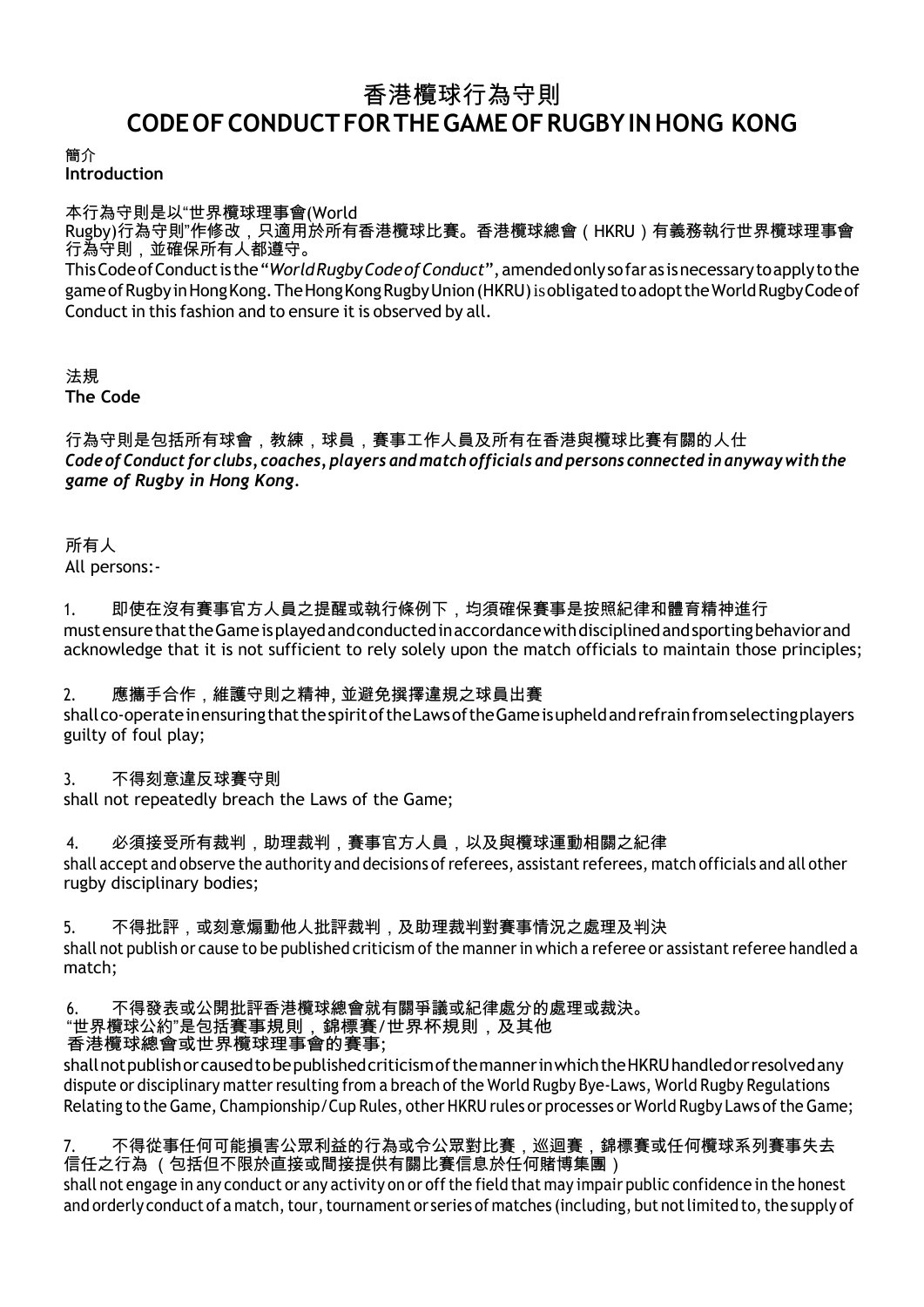# 香港欖球行為守則
# CODE OF CONDUCT FOR THE GAME OF RUGBY IN HONG KONG

**簡介**
**Introduction**

本行為守則是以"世界欖球理事會(World Rugby)行為守則"作修改，只適用於所有香港欖球比賽。香港欖球總會（HKRU）有義務執行世界欖球理事會行為守則，並確保所有人都遵守。

This Code of Conduct is the "*World Rugby Code of Conduct*", amended only so far as is necessary to apply to the game of Rugby in Hong Kong. The Hong Kong Rugby Union (HKRU) is obligated to adopt the World Rugby Code of Conduct in this fashion and to ensure it is observed by all.

**法規**
**The Code**

行為守則是包括所有球會，教練，球員，賽事工作人員及所有在香港與欖球比賽有關的人仕
***Code of Conduct for clubs, coaches, players and match officials and persons connected in anyway with the game of Rugby in Hong Kong.***

所有人
All persons:-

1. 即使在沒有賽事官方人員之提醒或執行條例下，均須確保賽事是按照紀律和體育精神進行
must ensure that the Game is played and conducted in accordance with disciplined and sporting behavior and acknowledge that it is not sufficient to rely solely upon the match officials to maintain those principles;

2. 應攜手合作，維護守則之精神, 並避免撲擇違規之球員出賽
shall co-operate in ensuring that the spirit of the Laws of the Game is upheld and refrain from selecting players guilty of foul play;

3. 不得刻意違反球賽守則
shall not repeatedly breach the Laws of the Game;

4. 必須接受所有裁判，助理裁判，賽事官方人員，以及與欖球運動相關之紀律
shall accept and observe the authority and decisions of referees, assistant referees, match officials and all other rugby disciplinary bodies;

5. 不得批評，或刻意煽動他人批評裁判，及助理裁判對賽事情況之處理及判決
shall not publish or cause to be published criticism of the manner in which a referee or assistant referee handled a match;

6. 不得發表或公開批評香港欖球總會就有關爭議或紀律處分的處理或裁決。"世界欖球公約"是包括賽事規則，錦標賽/世界杯規則，及其他香港欖球總會或世界欖球理事會的賽事;
shall not publish or caused to be published criticism of the manner in which the HKRU handled or resolved any dispute or disciplinary matter resulting from a breach of the World Rugby Bye-Laws, World Rugby Regulations Relating to the Game, Championship/Cup Rules, other HKRU rules or processes or World Rugby Laws of the Game;

7. 不得從事任何可能損害公眾利益的行為或令公眾對比賽，巡迴賽，錦標賽或任何欖球系列賽事失去信任之行為（包括但不限於直接或間接提供有關比賽信息於任何賭博集團）
shall not engage in any conduct or any activity on or off the field that may impair public confidence in the honest and orderly conduct of a match, tour, tournament or series of matches (including, but not limited to, the supply of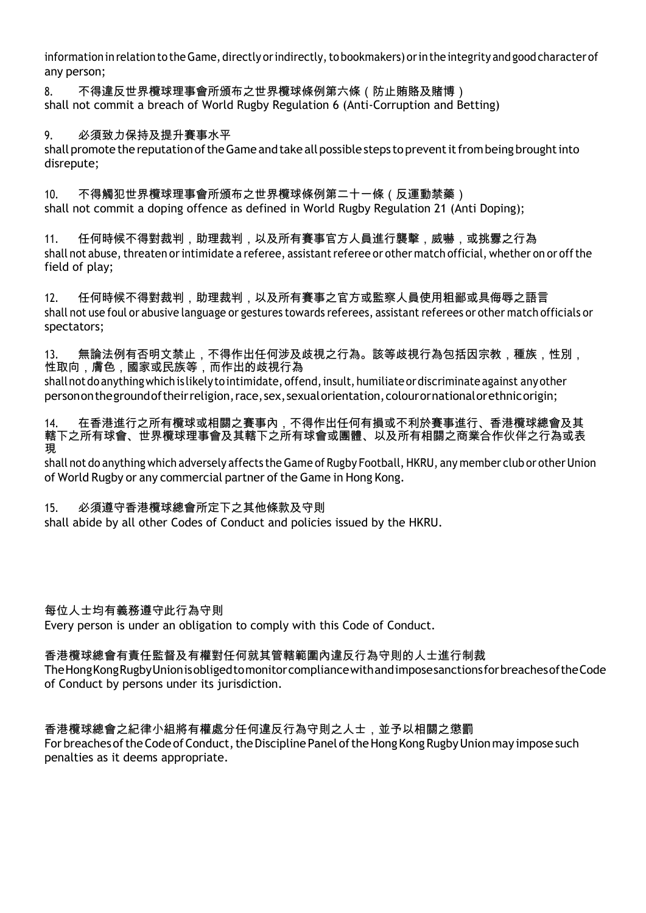information in relation to the Game, directly or indirectly, to bookmakers) or in the integrity and good character of any person;

8. 不得違反世界欖球理事會所頒布之世界欖球條例第六條（防止賄賂及賭博）
shall not commit a breach of World Rugby Regulation 6 (Anti-Corruption and Betting)

9. 必須致力保持及提升賽事水平
shall promote the reputation of the Game and take all possible steps to prevent it from being brought into disrepute;

10. 不得觸犯世界欖球理事會所頒布之世界欖球條例第二十一條（反運動禁藥）
shall not commit a doping offence as defined in World Rugby Regulation 21 (Anti Doping);

11. 任何時候不得對裁判，助理裁判，以及所有賽事官方人員進行襲擊，威嚇，或挑釁之行為
shall not abuse, threaten or intimidate a referee, assistant referee or other match official, whether on or off the field of play;

12. 任何時候不得對裁判，助理裁判，以及所有賽事之官方或監察人員使用粗鄙或具侮辱之語言
shall not use foul or abusive language or gestures towards referees, assistant referees or other match officials or spectators;

13. 無論法例有否明文禁止，不得作出任何涉及歧視之行為。該等歧視行為包括因宗教，種族，性別，性取向，膚色，國家或民族等，而作出的歧視行為
shall not do anything which is likely to intimidate, offend, insult, humiliate or discriminate against any other person on the ground of their religion, race, sex, sexual orientation, colour or national or ethnic origin;

14. 在香港進行之所有欖球或相關之賽事內，不得作出任何有損或不利於賽事進行、香港欖球總會及其轄下之所有球會、世界欖球理事會及其轄下之所有球會或團體、以及所有相關之商業合作伙伴之行為或表現
shall not do anything which adversely affects the Game of Rugby Football, HKRU, any member club or other Union of World Rugby or any commercial partner of the Game in Hong Kong.

15. 必須遵守香港欖球總會所定下之其他條款及守則
shall abide by all other Codes of Conduct and policies issued by the HKRU.

每位人士均有義務遵守此行為守則
Every person is under an obligation to comply with this Code of Conduct.

香港欖球總會有責任監督及有權對任何就其管轄範圍內違反行為守則的人士進行制裁
The Hong Kong Rugby Union is obliged to monitor compliance with and impose sanctions for breaches of the Code of Conduct by persons under its jurisdiction.

香港欖球總會之紀律小組將有權處分任何違反行為守則之人士，並予以相關之懲罰
For breaches of the Code of Conduct, the Discipline Panel of the Hong Kong Rugby Union may impose such penalties as it deems appropriate.